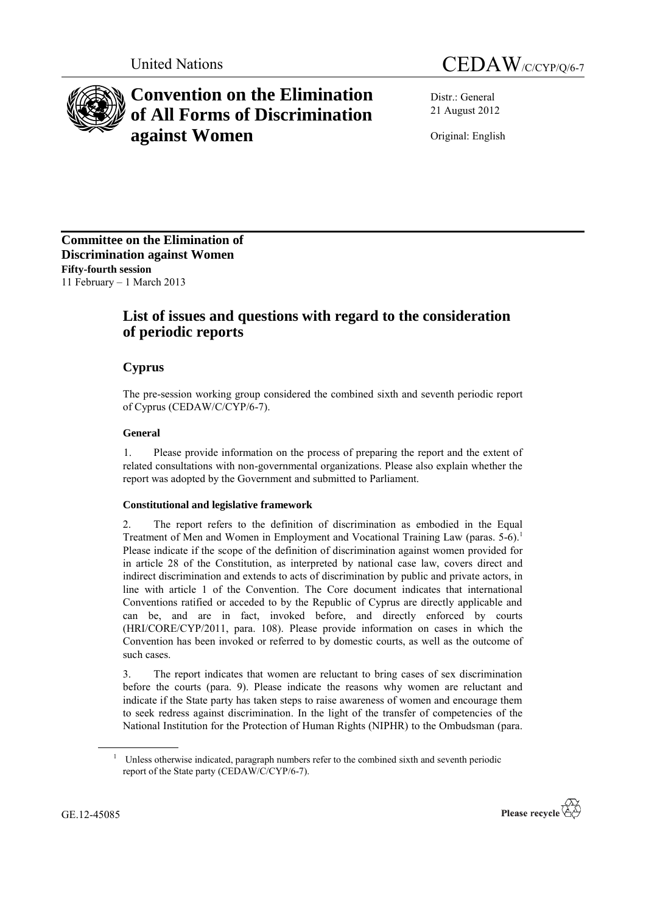United Nations CEDAW/C/CYP/Q/6-7

# Convention on the Elimination of All Forms of Discrimination against Women

Distr.: General
21 August 2012

Original: English

**Committee on the Elimination of Discrimination against Women**
**Fifty-fourth session**
11 February – 1 March 2013

## List of issues and questions with regard to the consideration of periodic reports

### Cyprus

The pre-session working group considered the combined sixth and seventh periodic report of Cyprus (CEDAW/C/CYP/6-7).

#### General

1. Please provide information on the process of preparing the report and the extent of related consultations with non-governmental organizations. Please also explain whether the report was adopted by the Government and submitted to Parliament.

#### Constitutional and legislative framework

2. The report refers to the definition of discrimination as embodied in the Equal Treatment of Men and Women in Employment and Vocational Training Law (paras. 5-6).[1] Please indicate if the scope of the definition of discrimination against women provided for in article 28 of the Constitution, as interpreted by national case law, covers direct and indirect discrimination and extends to acts of discrimination by public and private actors, in line with article 1 of the Convention. The Core document indicates that international Conventions ratified or acceded to by the Republic of Cyprus are directly applicable and can be, and are in fact, invoked before, and directly enforced by courts (HRI/CORE/CYP/2011, para. 108). Please provide information on cases in which the Convention has been invoked or referred to by domestic courts, as well as the outcome of such cases.

3. The report indicates that women are reluctant to bring cases of sex discrimination before the courts (para. 9). Please indicate the reasons why women are reluctant and indicate if the State party has taken steps to raise awareness of women and encourage them to seek redress against discrimination. In the light of the transfer of competencies of the National Institution for the Protection of Human Rights (NIPHR) to the Ombudsman (para.

[1] Unless otherwise indicated, paragraph numbers refer to the combined sixth and seventh periodic report of the State party (CEDAW/C/CYP/6-7).

GE.12-45085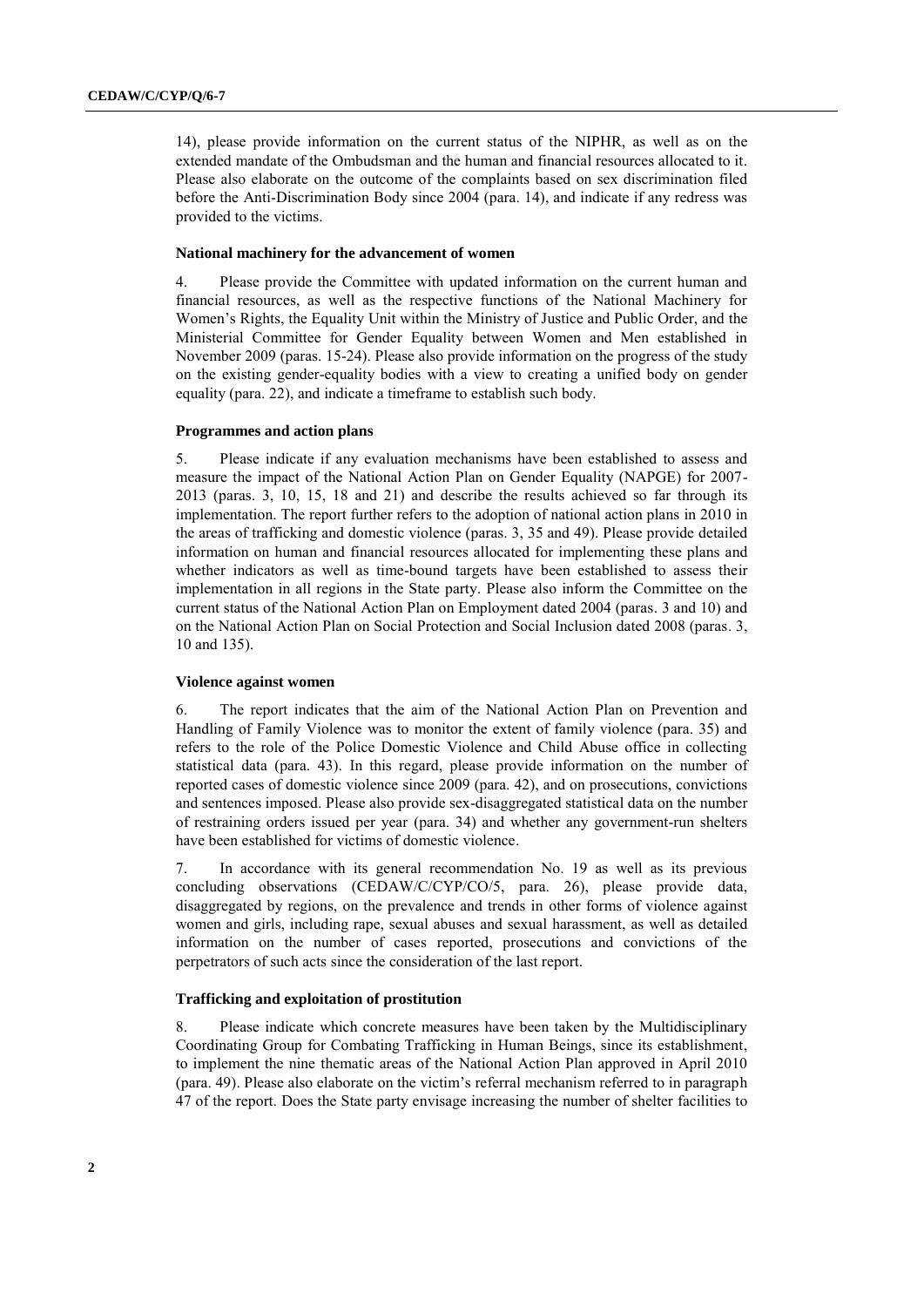14), please provide information on the current status of the NIPHR, as well as on the extended mandate of the Ombudsman and the human and financial resources allocated to it. Please also elaborate on the outcome of the complaints based on sex discrimination filed before the Anti-Discrimination Body since 2004 (para. 14), and indicate if any redress was provided to the victims.

### National machinery for the advancement of women

4. Please provide the Committee with updated information on the current human and financial resources, as well as the respective functions of the National Machinery for Women's Rights, the Equality Unit within the Ministry of Justice and Public Order, and the Ministerial Committee for Gender Equality between Women and Men established in November 2009 (paras. 15-24). Please also provide information on the progress of the study on the existing gender-equality bodies with a view to creating a unified body on gender equality (para. 22), and indicate a timeframe to establish such body.

### Programmes and action plans

5. Please indicate if any evaluation mechanisms have been established to assess and measure the impact of the National Action Plan on Gender Equality (NAPGE) for 2007-2013 (paras. 3, 10, 15, 18 and 21) and describe the results achieved so far through its implementation. The report further refers to the adoption of national action plans in 2010 in the areas of trafficking and domestic violence (paras. 3, 35 and 49). Please provide detailed information on human and financial resources allocated for implementing these plans and whether indicators as well as time-bound targets have been established to assess their implementation in all regions in the State party. Please also inform the Committee on the current status of the National Action Plan on Employment dated 2004 (paras. 3 and 10) and on the National Action Plan on Social Protection and Social Inclusion dated 2008 (paras. 3, 10 and 135).

### Violence against women

6. The report indicates that the aim of the National Action Plan on Prevention and Handling of Family Violence was to monitor the extent of family violence (para. 35) and refers to the role of the Police Domestic Violence and Child Abuse office in collecting statistical data (para. 43). In this regard, please provide information on the number of reported cases of domestic violence since 2009 (para. 42), and on prosecutions, convictions and sentences imposed. Please also provide sex-disaggregated statistical data on the number of restraining orders issued per year (para. 34) and whether any government-run shelters have been established for victims of domestic violence.

7. In accordance with its general recommendation No. 19 as well as its previous concluding observations (CEDAW/C/CYP/CO/5, para. 26), please provide data, disaggregated by regions, on the prevalence and trends in other forms of violence against women and girls, including rape, sexual abuses and sexual harassment, as well as detailed information on the number of cases reported, prosecutions and convictions of the perpetrators of such acts since the consideration of the last report.

### Trafficking and exploitation of prostitution

8. Please indicate which concrete measures have been taken by the Multidisciplinary Coordinating Group for Combating Trafficking in Human Beings, since its establishment, to implement the nine thematic areas of the National Action Plan approved in April 2010 (para. 49). Please also elaborate on the victim's referral mechanism referred to in paragraph 47 of the report. Does the State party envisage increasing the number of shelter facilities to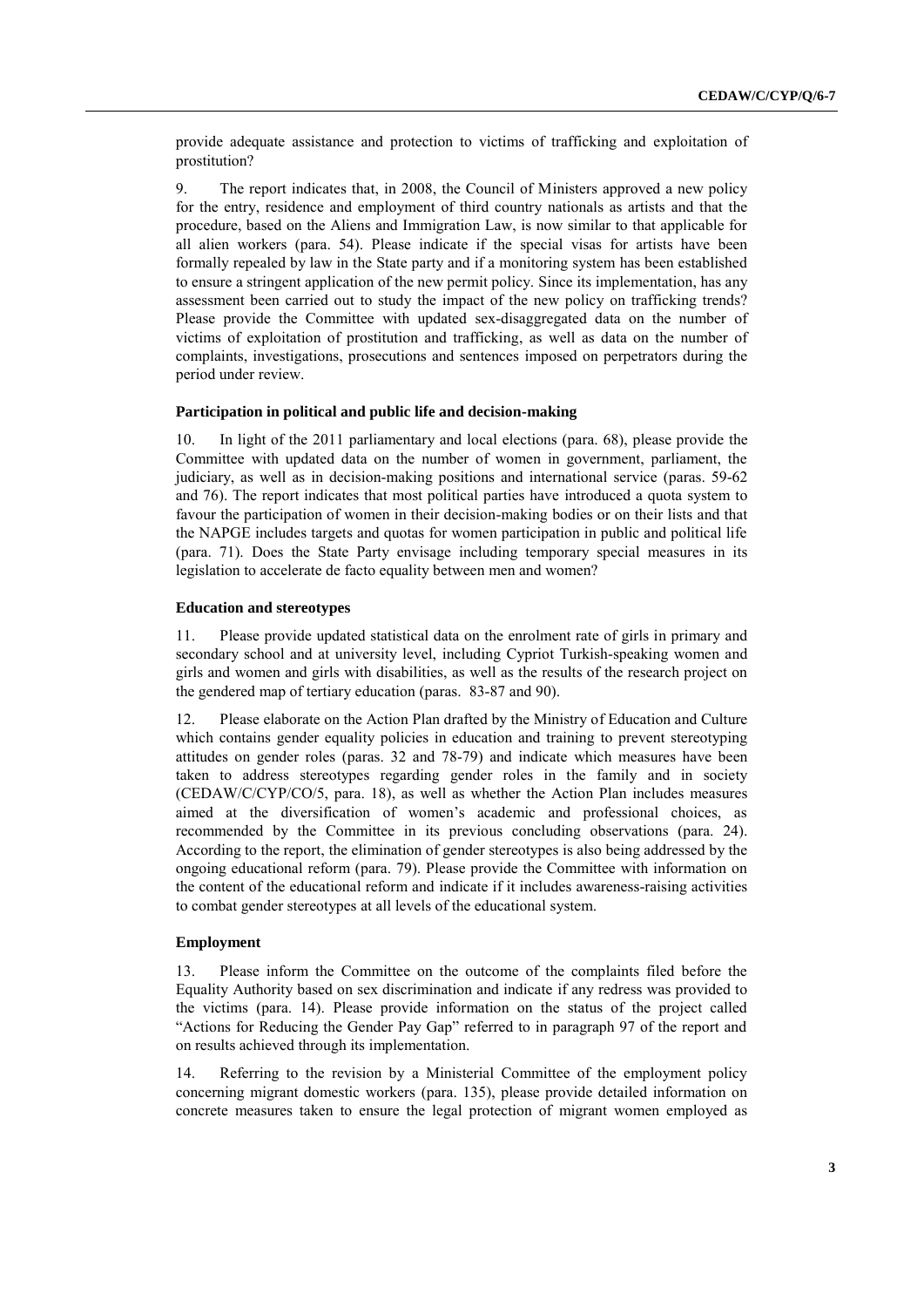provide adequate assistance and protection to victims of trafficking and exploitation of prostitution?

9. The report indicates that, in 2008, the Council of Ministers approved a new policy for the entry, residence and employment of third country nationals as artists and that the procedure, based on the Aliens and Immigration Law, is now similar to that applicable for all alien workers (para. 54). Please indicate if the special visas for artists have been formally repealed by law in the State party and if a monitoring system has been established to ensure a stringent application of the new permit policy. Since its implementation, has any assessment been carried out to study the impact of the new policy on trafficking trends? Please provide the Committee with updated sex-disaggregated data on the number of victims of exploitation of prostitution and trafficking, as well as data on the number of complaints, investigations, prosecutions and sentences imposed on perpetrators during the period under review.

### Participation in political and public life and decision-making

10. In light of the 2011 parliamentary and local elections (para. 68), please provide the Committee with updated data on the number of women in government, parliament, the judiciary, as well as in decision-making positions and international service (paras. 59-62 and 76). The report indicates that most political parties have introduced a quota system to favour the participation of women in their decision-making bodies or on their lists and that the NAPGE includes targets and quotas for women participation in public and political life (para. 71). Does the State Party envisage including temporary special measures in its legislation to accelerate de facto equality between men and women?

### Education and stereotypes

11. Please provide updated statistical data on the enrolment rate of girls in primary and secondary school and at university level, including Cypriot Turkish-speaking women and girls and women and girls with disabilities, as well as the results of the research project on the gendered map of tertiary education (paras. 83-87 and 90).

12. Please elaborate on the Action Plan drafted by the Ministry of Education and Culture which contains gender equality policies in education and training to prevent stereotyping attitudes on gender roles (paras. 32 and 78-79) and indicate which measures have been taken to address stereotypes regarding gender roles in the family and in society (CEDAW/C/CYP/CO/5, para. 18), as well as whether the Action Plan includes measures aimed at the diversification of women's academic and professional choices, as recommended by the Committee in its previous concluding observations (para. 24). According to the report, the elimination of gender stereotypes is also being addressed by the ongoing educational reform (para. 79). Please provide the Committee with information on the content of the educational reform and indicate if it includes awareness-raising activities to combat gender stereotypes at all levels of the educational system.

### Employment

13. Please inform the Committee on the outcome of the complaints filed before the Equality Authority based on sex discrimination and indicate if any redress was provided to the victims (para. 14). Please provide information on the status of the project called "Actions for Reducing the Gender Pay Gap" referred to in paragraph 97 of the report and on results achieved through its implementation.

14. Referring to the revision by a Ministerial Committee of the employment policy concerning migrant domestic workers (para. 135), please provide detailed information on concrete measures taken to ensure the legal protection of migrant women employed as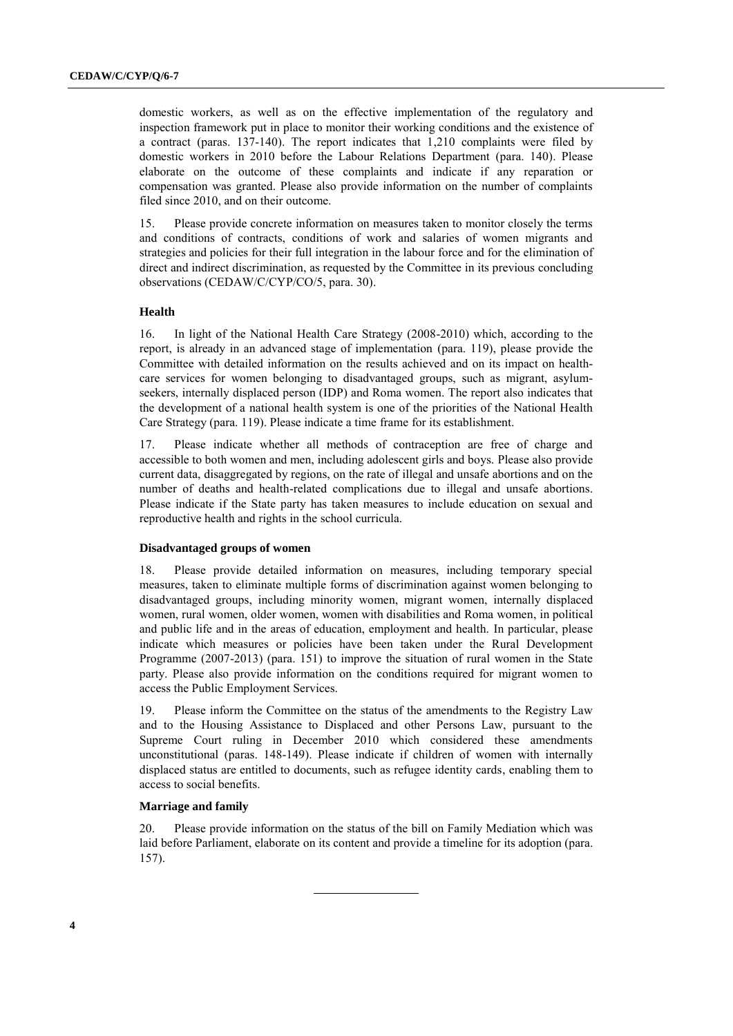domestic workers, as well as on the effective implementation of the regulatory and inspection framework put in place to monitor their working conditions and the existence of a contract (paras. 137-140). The report indicates that 1,210 complaints were filed by domestic workers in 2010 before the Labour Relations Department (para. 140). Please elaborate on the outcome of these complaints and indicate if any reparation or compensation was granted. Please also provide information on the number of complaints filed since 2010, and on their outcome.

15. Please provide concrete information on measures taken to monitor closely the terms and conditions of contracts, conditions of work and salaries of women migrants and strategies and policies for their full integration in the labour force and for the elimination of direct and indirect discrimination, as requested by the Committee in its previous concluding observations (CEDAW/C/CYP/CO/5, para. 30).

### Health

16. In light of the National Health Care Strategy (2008-2010) which, according to the report, is already in an advanced stage of implementation (para. 119), please provide the Committee with detailed information on the results achieved and on its impact on health-care services for women belonging to disadvantaged groups, such as migrant, asylum-seekers, internally displaced person (IDP) and Roma women. The report also indicates that the development of a national health system is one of the priorities of the National Health Care Strategy (para. 119). Please indicate a time frame for its establishment.

17. Please indicate whether all methods of contraception are free of charge and accessible to both women and men, including adolescent girls and boys. Please also provide current data, disaggregated by regions, on the rate of illegal and unsafe abortions and on the number of deaths and health-related complications due to illegal and unsafe abortions. Please indicate if the State party has taken measures to include education on sexual and reproductive health and rights in the school curricula.

### Disadvantaged groups of women

18. Please provide detailed information on measures, including temporary special measures, taken to eliminate multiple forms of discrimination against women belonging to disadvantaged groups, including minority women, migrant women, internally displaced women, rural women, older women, women with disabilities and Roma women, in political and public life and in the areas of education, employment and health. In particular, please indicate which measures or policies have been taken under the Rural Development Programme (2007-2013) (para. 151) to improve the situation of rural women in the State party. Please also provide information on the conditions required for migrant women to access the Public Employment Services.

19. Please inform the Committee on the status of the amendments to the Registry Law and to the Housing Assistance to Displaced and other Persons Law, pursuant to the Supreme Court ruling in December 2010 which considered these amendments unconstitutional (paras. 148-149). Please indicate if children of women with internally displaced status are entitled to documents, such as refugee identity cards, enabling them to access to social benefits.

### Marriage and family

20. Please provide information on the status of the bill on Family Mediation which was laid before Parliament, elaborate on its content and provide a timeline for its adoption (para. 157).